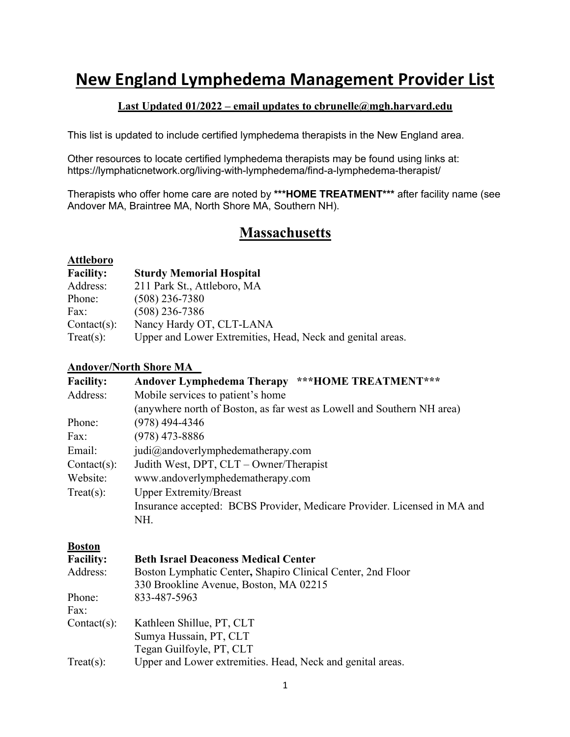# New England Lymphedema Management Provider List

**Last Updated 01/2022 – email updates to cbrunelle@mgh.harvard.edu**

This list is updated to include certified lymphedema therapists in the New England area.

Other resources to locate certified lymphedema therapists may be found using links at: https://lymphaticnetwork.org/living-with-lymphedema/find-a-lymphedema-therapist/

Therapists who offer home care are noted by ***HOME TREATMENT*** after facility name (see Andover MA, Braintree MA, North Shore MA, Southern NH).

## Massachusetts

### Attleboro

**Facility:** **Sturdy Memorial Hospital**
Address: 211 Park St., Attleboro, MA
Phone: (508) 236-7380
Fax: (508) 236-7386
Contact(s): Nancy Hardy OT, CLT-LANA
Treat(s): Upper and Lower Extremities, Head, Neck and genital areas.

### Andover/North Shore MA

**Facility:** **Andover Lymphedema Therapy ***HOME TREATMENT*****
Address: Mobile services to patient's home (anywhere north of Boston, as far west as Lowell and Southern NH area)
Phone: (978) 494-4346
Fax: (978) 473-8886
Email: judi@andoverlymphedematherapy.com
Contact(s): Judith West, DPT, CLT – Owner/Therapist
Website: www.andoverlymphedematherapy.com
Treat(s): Upper Extremity/Breast
Insurance accepted: BCBS Provider, Medicare Provider. Licensed in MA and NH.

### Boston

**Facility:** **Beth Israel Deaconess Medical Center**
Address: Boston Lymphatic Center, Shapiro Clinical Center, 2nd Floor
330 Brookline Avenue, Boston, MA 02215
Phone: 833-487-5963
Fax:
Contact(s): Kathleen Shillue, PT, CLT
Sumya Hussain, PT, CLT
Tegan Guilfoyle, PT, CLT
Treat(s): Upper and Lower extremities. Head, Neck and genital areas.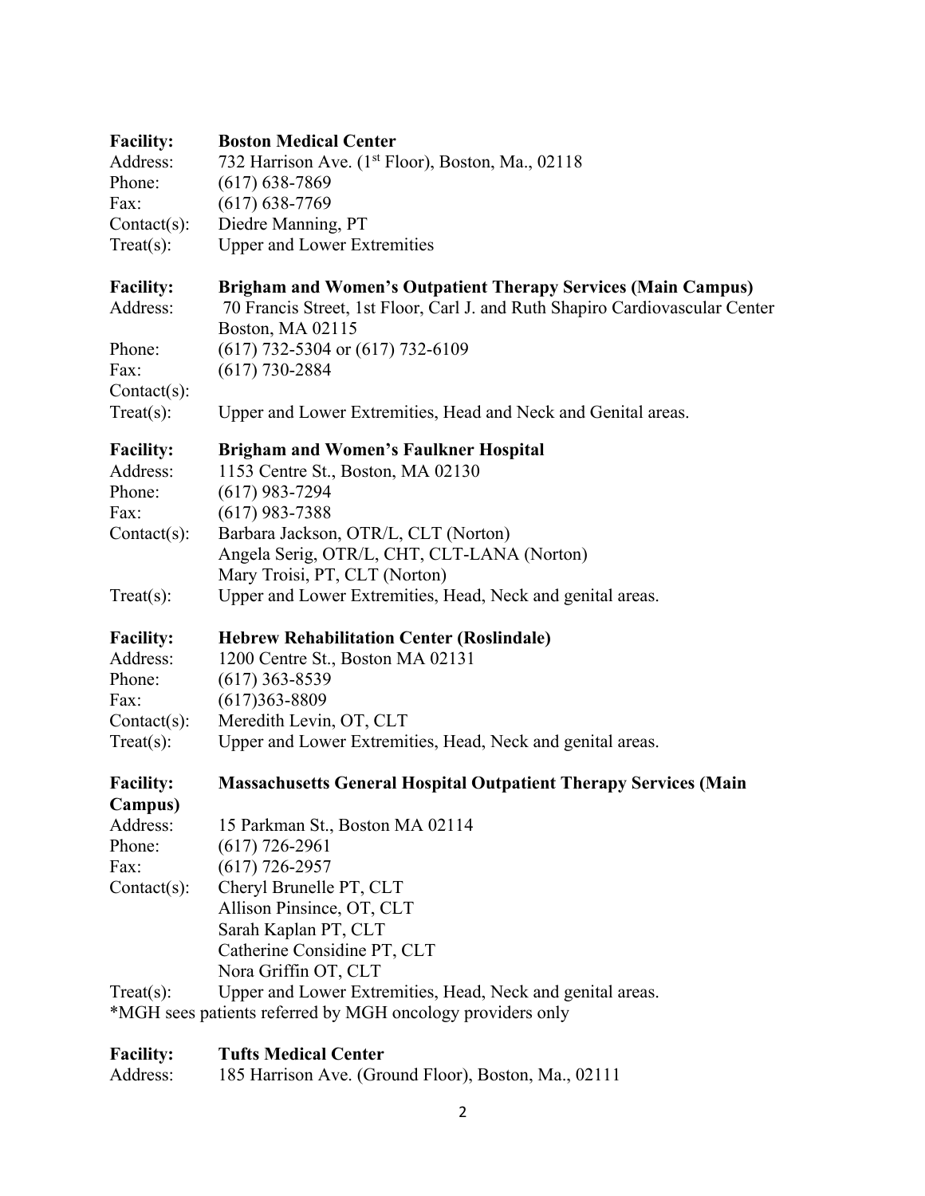**Facility:** **Boston Medical Center**
Address: 732 Harrison Ave. (1st Floor), Boston, Ma., 02118
Phone: (617) 638-7869
Fax: (617) 638-7769
Contact(s): Diedre Manning, PT
Treat(s): Upper and Lower Extremities

**Facility:** **Brigham and Women's Outpatient Therapy Services (Main Campus)**
Address: 70 Francis Street, 1st Floor, Carl J. and Ruth Shapiro Cardiovascular Center Boston, MA 02115
Phone: (617) 732-5304 or (617) 732-6109
Fax: (617) 730-2884
Contact(s):
Treat(s): Upper and Lower Extremities, Head and Neck and Genital areas.

**Facility:** **Brigham and Women's Faulkner Hospital**
Address: 1153 Centre St., Boston, MA 02130
Phone: (617) 983-7294
Fax: (617) 983-7388
Contact(s): Barbara Jackson, OTR/L, CLT (Norton)
Angela Serig, OTR/L, CHT, CLT-LANA (Norton)
Mary Troisi, PT, CLT (Norton)
Treat(s): Upper and Lower Extremities, Head, Neck and genital areas.

**Facility:** **Hebrew Rehabilitation Center (Roslindale)**
Address: 1200 Centre St., Boston MA 02131
Phone: (617) 363-8539
Fax: (617)363-8809
Contact(s): Meredith Levin, OT, CLT
Treat(s): Upper and Lower Extremities, Head, Neck and genital areas.

**Facility:** **Massachusetts General Hospital Outpatient Therapy Services (Main Campus)**
Address: 15 Parkman St., Boston MA 02114
Phone: (617) 726-2961
Fax: (617) 726-2957
Contact(s): Cheryl Brunelle PT, CLT
Allison Pinsince, OT, CLT
Sarah Kaplan PT, CLT
Catherine Considine PT, CLT
Nora Griffin OT, CLT
Treat(s): Upper and Lower Extremities, Head, Neck and genital areas.
*MGH sees patients referred by MGH oncology providers only

**Facility:** **Tufts Medical Center**
Address: 185 Harrison Ave. (Ground Floor), Boston, Ma., 02111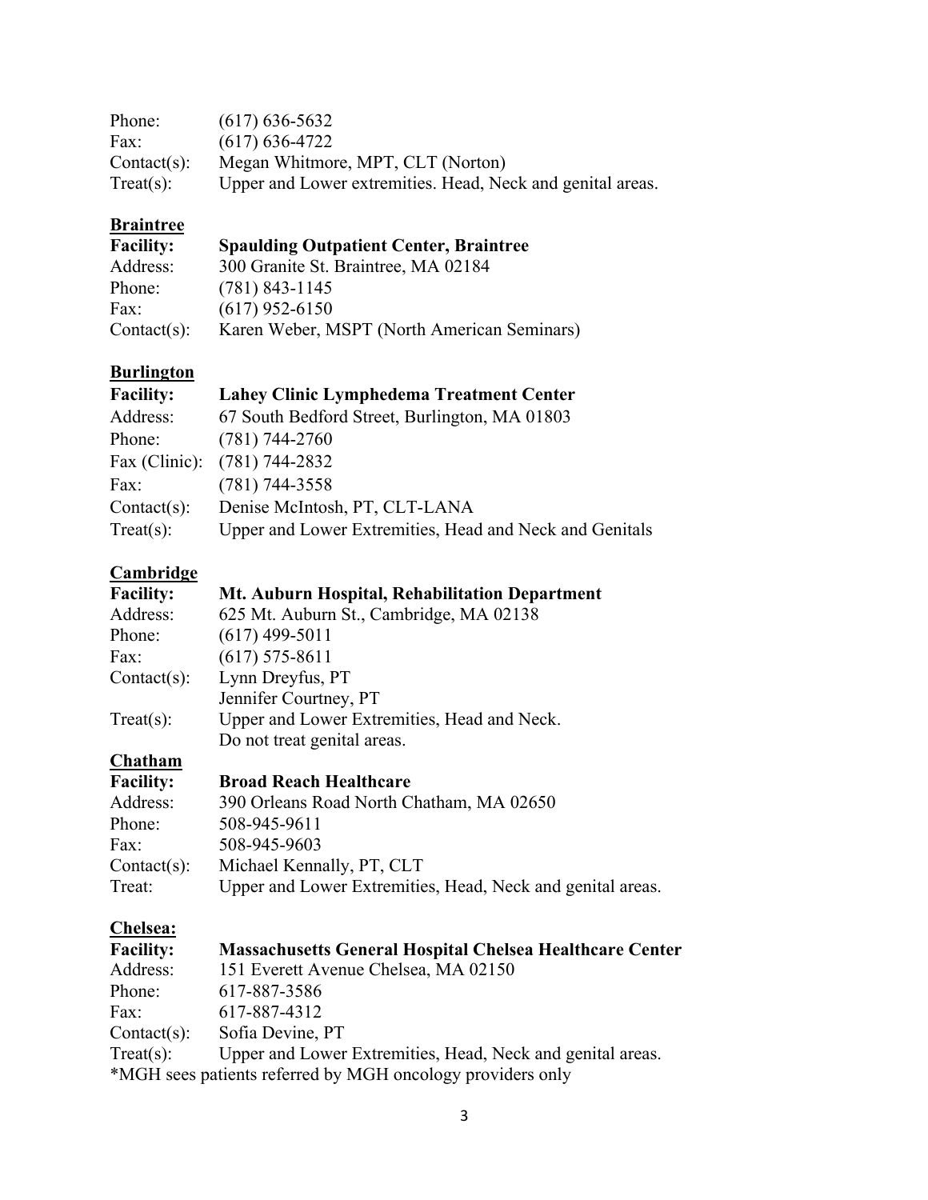Phone: (617) 636-5632
Fax: (617) 636-4722
Contact(s): Megan Whitmore, MPT, CLT (Norton)
Treat(s): Upper and Lower extremities. Head, Neck and genital areas.

**Braintree**

**Facility:** **Spaulding Outpatient Center, Braintree**
Address: 300 Granite St. Braintree, MA 02184
Phone: (781) 843-1145
Fax: (617) 952-6150
Contact(s): Karen Weber, MSPT (North American Seminars)

**Burlington**

**Facility:** **Lahey Clinic Lymphedema Treatment Center**
Address: 67 South Bedford Street, Burlington, MA 01803
Phone: (781) 744-2760
Fax (Clinic): (781) 744-2832
Fax: (781) 744-3558
Contact(s): Denise McIntosh, PT, CLT-LANA
Treat(s): Upper and Lower Extremities, Head and Neck and Genitals

**Cambridge**

**Facility:** **Mt. Auburn Hospital, Rehabilitation Department**
Address: 625 Mt. Auburn St., Cambridge, MA 02138
Phone: (617) 499-5011
Fax: (617) 575-8611
Contact(s): Lynn Dreyfus, PT
Jennifer Courtney, PT
Treat(s): Upper and Lower Extremities, Head and Neck.
Do not treat genital areas.

**Chatham**

**Facility:** **Broad Reach Healthcare**
Address: 390 Orleans Road North Chatham, MA 02650
Phone: 508-945-9611
Fax: 508-945-9603
Contact(s): Michael Kennally, PT, CLT
Treat: Upper and Lower Extremities, Head, Neck and genital areas.

**Chelsea:**

**Facility:** **Massachusetts General Hospital Chelsea Healthcare Center**
Address: 151 Everett Avenue Chelsea, MA 02150
Phone: 617-887-3586
Fax: 617-887-4312
Contact(s): Sofia Devine, PT
Treat(s): Upper and Lower Extremities, Head, Neck and genital areas.
*MGH sees patients referred by MGH oncology providers only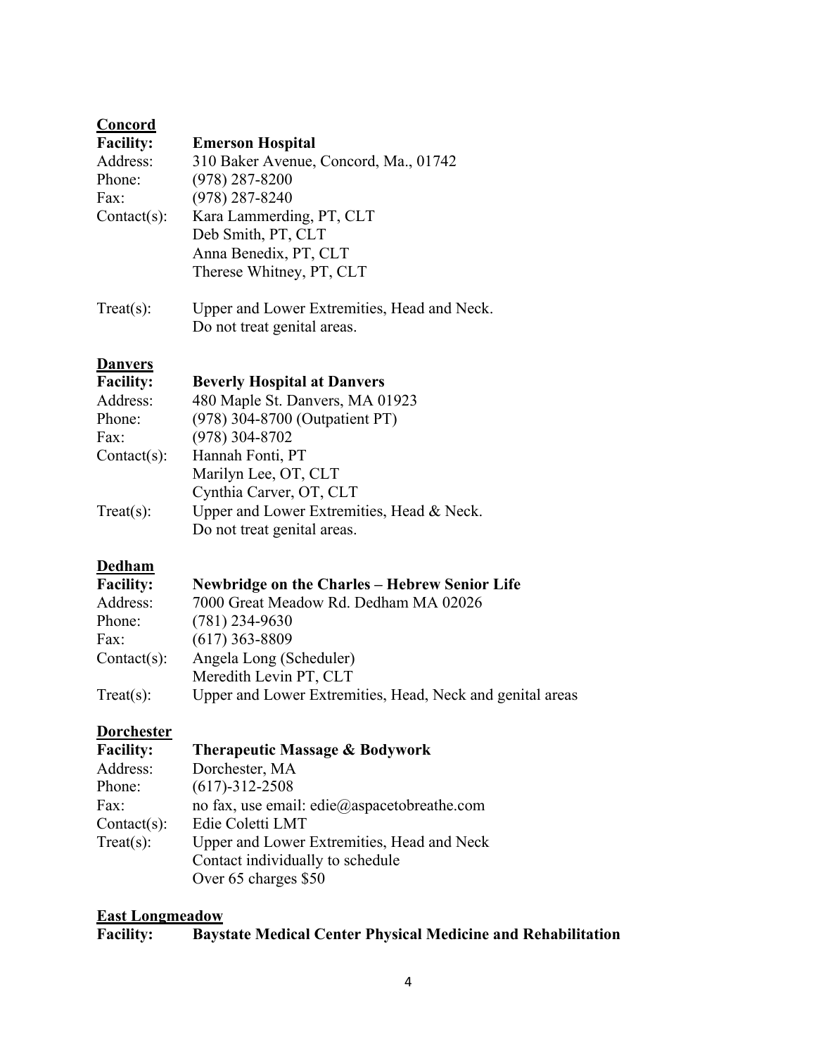**Concord**

**Facility:** **Emerson Hospital**
Address: 310 Baker Avenue, Concord, Ma., 01742
Phone: (978) 287-8200
Fax: (978) 287-8240
Contact(s): Kara Lammerding, PT, CLT
Deb Smith, PT, CLT
Anna Benedix, PT, CLT
Therese Whitney, PT, CLT

Treat(s): Upper and Lower Extremities, Head and Neck.
Do not treat genital areas.

**Danvers**

**Facility:** **Beverly Hospital at Danvers**
Address: 480 Maple St. Danvers, MA 01923
Phone: (978) 304-8700 (Outpatient PT)
Fax: (978) 304-8702
Contact(s): Hannah Fonti, PT
Marilyn Lee, OT, CLT
Cynthia Carver, OT, CLT
Treat(s): Upper and Lower Extremities, Head & Neck.
Do not treat genital areas.

**Dedham**

**Facility:** **Newbridge on the Charles – Hebrew Senior Life**
Address: 7000 Great Meadow Rd. Dedham MA 02026
Phone: (781) 234-9630
Fax: (617) 363-8809
Contact(s): Angela Long (Scheduler)
Meredith Levin PT, CLT
Treat(s): Upper and Lower Extremities, Head, Neck and genital areas

**Dorchester**

**Facility:** **Therapeutic Massage & Bodywork**
Address: Dorchester, MA
Phone: (617)-312-2508
Fax: no fax, use email: edie@aspacetobreathe.com
Contact(s): Edie Coletti LMT
Treat(s): Upper and Lower Extremities, Head and Neck
Contact individually to schedule
Over 65 charges $50

**East Longmeadow**

**Facility:** **Baystate Medical Center Physical Medicine and Rehabilitation**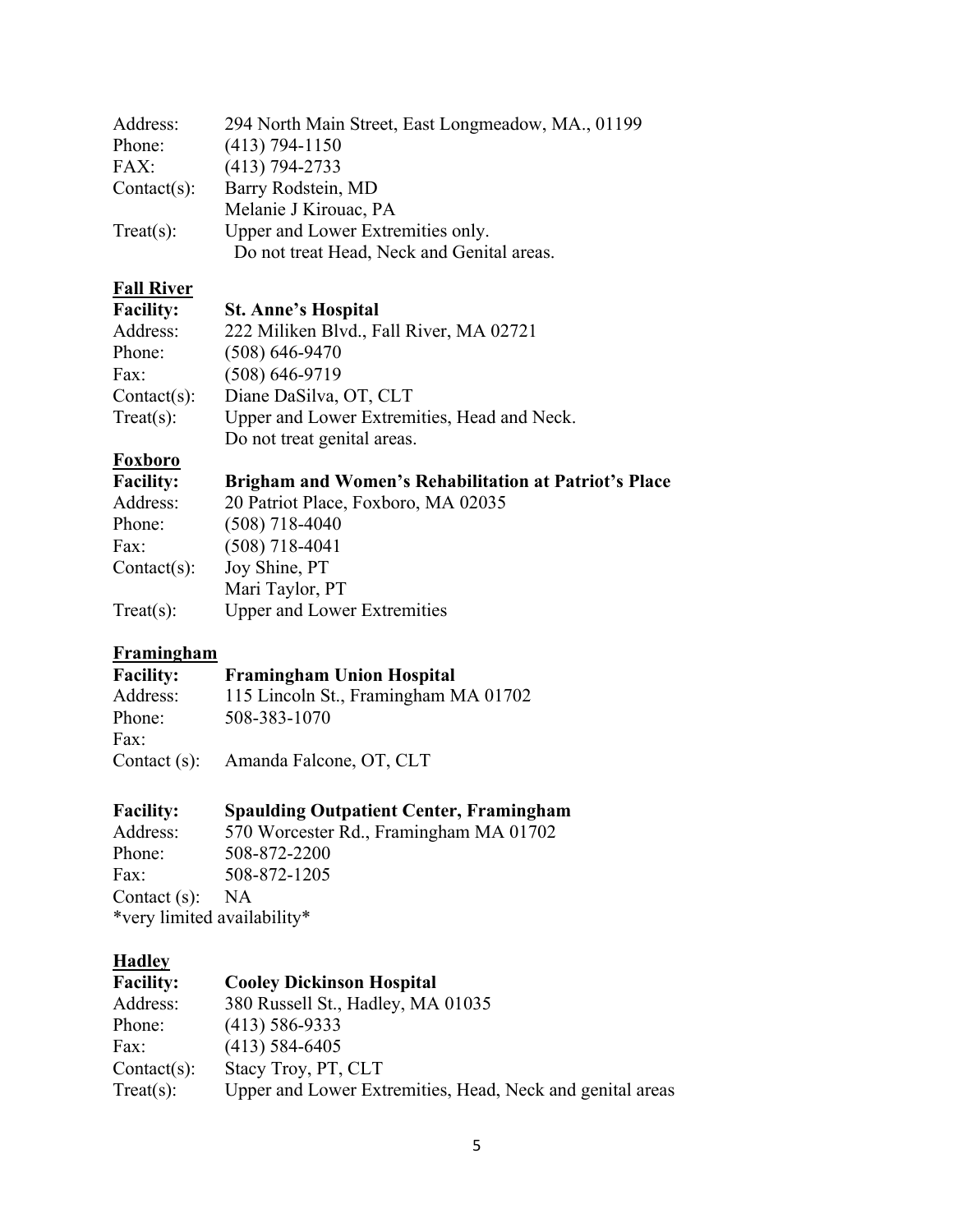Address: 294 North Main Street, East Longmeadow, MA., 01199
Phone: (413) 794-1150
FAX: (413) 794-2733
Contact(s): Barry Rodstein, MD
Melanie J Kirouac, PA
Treat(s): Upper and Lower Extremities only.
Do not treat Head, Neck and Genital areas.

**Fall River**

**Facility: St. Anne's Hospital**
Address: 222 Miliken Blvd., Fall River, MA 02721
Phone: (508) 646-9470
Fax: (508) 646-9719
Contact(s): Diane DaSilva, OT, CLT
Treat(s): Upper and Lower Extremities, Head and Neck.
Do not treat genital areas.

**Foxboro**

**Facility: Brigham and Women's Rehabilitation at Patriot's Place**
Address: 20 Patriot Place, Foxboro, MA 02035
Phone: (508) 718-4040
Fax: (508) 718-4041
Contact(s): Joy Shine, PT
Mari Taylor, PT
Treat(s): Upper and Lower Extremities

**Framingham**

**Facility: Framingham Union Hospital**
Address: 115 Lincoln St., Framingham MA 01702
Phone: 508-383-1070
Fax:
Contact (s): Amanda Falcone, OT, CLT

**Facility: Spaulding Outpatient Center, Framingham**
Address: 570 Worcester Rd., Framingham MA 01702
Phone: 508-872-2200
Fax: 508-872-1205
Contact (s): NA
*very limited availability*

**Hadley**

**Facility: Cooley Dickinson Hospital**
Address: 380 Russell St., Hadley, MA 01035
Phone: (413) 586-9333
Fax: (413) 584-6405
Contact(s): Stacy Troy, PT, CLT
Treat(s): Upper and Lower Extremities, Head, Neck and genital areas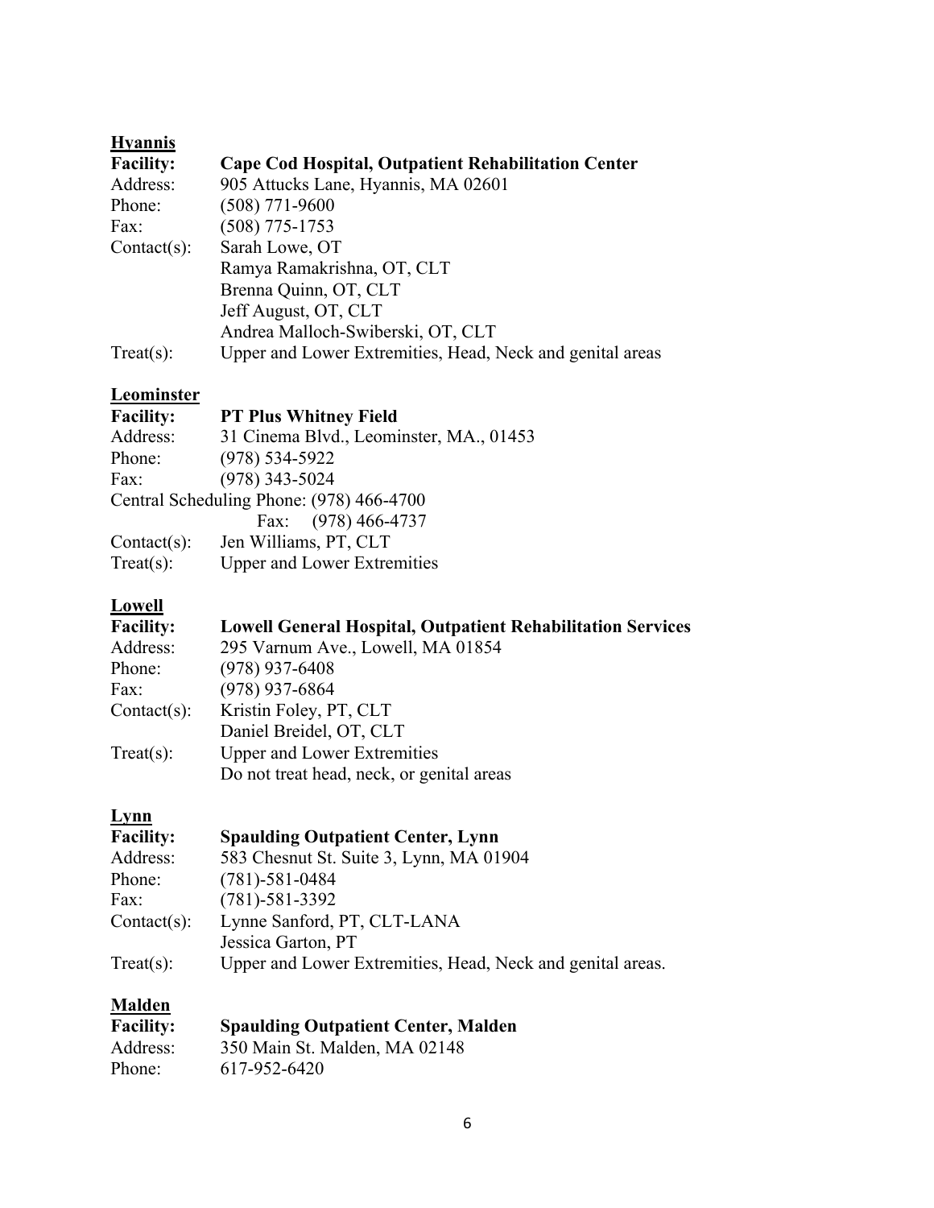**Hyannis**

**Facility:** **Cape Cod Hospital, Outpatient Rehabilitation Center**
Address: 905 Attucks Lane, Hyannis, MA 02601
Phone: (508) 771-9600
Fax: (508) 775-1753
Contact(s): Sarah Lowe, OT
Ramya Ramakrishna, OT, CLT
Brenna Quinn, OT, CLT
Jeff August, OT, CLT
Andrea Malloch-Swiberski, OT, CLT
Treat(s): Upper and Lower Extremities, Head, Neck and genital areas

**Leominster**

**Facility:** **PT Plus Whitney Field**
Address: 31 Cinema Blvd., Leominster, MA., 01453
Phone: (978) 534-5922
Fax: (978) 343-5024
Central Scheduling Phone: (978) 466-4700
Fax: (978) 466-4737
Contact(s): Jen Williams, PT, CLT
Treat(s): Upper and Lower Extremities

**Lowell**

**Facility:** **Lowell General Hospital, Outpatient Rehabilitation Services**
Address: 295 Varnum Ave., Lowell, MA 01854
Phone: (978) 937-6408
Fax: (978) 937-6864
Contact(s): Kristin Foley, PT, CLT
Daniel Breidel, OT, CLT
Treat(s): Upper and Lower Extremities
Do not treat head, neck, or genital areas

**Lynn**

**Facility:** **Spaulding Outpatient Center, Lynn**
Address: 583 Chesnut St. Suite 3, Lynn, MA 01904
Phone: (781)-581-0484
Fax: (781)-581-3392
Contact(s): Lynne Sanford, PT, CLT-LANA
Jessica Garton, PT
Treat(s): Upper and Lower Extremities, Head, Neck and genital areas.

**Malden**

**Facility:** **Spaulding Outpatient Center, Malden**
Address: 350 Main St. Malden, MA 02148
Phone: 617-952-6420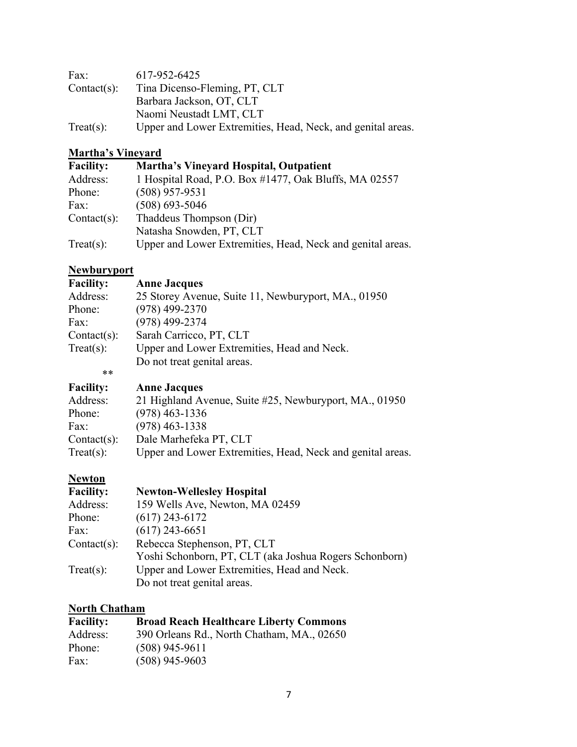Fax: 617-952-6425
Contact(s): Tina Dicenso-Fleming, PT, CLT
Barbara Jackson, OT, CLT
Naomi Neustadt LMT, CLT
Treat(s): Upper and Lower Extremities, Head, Neck, and genital areas.

## Martha's Vineyard

**Facility: Martha's Vineyard Hospital, Outpatient**
Address: 1 Hospital Road, P.O. Box #1477, Oak Bluffs, MA 02557
Phone: (508) 957-9531
Fax: (508) 693-5046
Contact(s): Thaddeus Thompson (Dir)
Natasha Snowden, PT, CLT
Treat(s): Upper and Lower Extremities, Head, Neck and genital areas.

## Newburyport

**Facility: Anne Jacques**
Address: 25 Storey Avenue, Suite 11, Newburyport, MA., 01950
Phone: (978) 499-2370
Fax: (978) 499-2374
Contact(s): Sarah Carricco, PT, CLT
Treat(s): Upper and Lower Extremities, Head and Neck.
Do not treat genital areas.

**

**Facility: Anne Jacques**
Address: 21 Highland Avenue, Suite #25, Newburyport, MA., 01950
Phone: (978) 463-1336
Fax: (978) 463-1338
Contact(s): Dale Marhefeka PT, CLT
Treat(s): Upper and Lower Extremities, Head, Neck and genital areas.

## Newton

**Facility: Newton-Wellesley Hospital**
Address: 159 Wells Ave, Newton, MA 02459
Phone: (617) 243-6172
Fax: (617) 243-6651
Contact(s): Rebecca Stephenson, PT, CLT
Yoshi Schonborn, PT, CLT (aka Joshua Rogers Schonborn)
Treat(s): Upper and Lower Extremities, Head and Neck.
Do not treat genital areas.

## North Chatham

**Facility: Broad Reach Healthcare Liberty Commons**
Address: 390 Orleans Rd., North Chatham, MA., 02650
Phone: (508) 945-9611
Fax: (508) 945-9603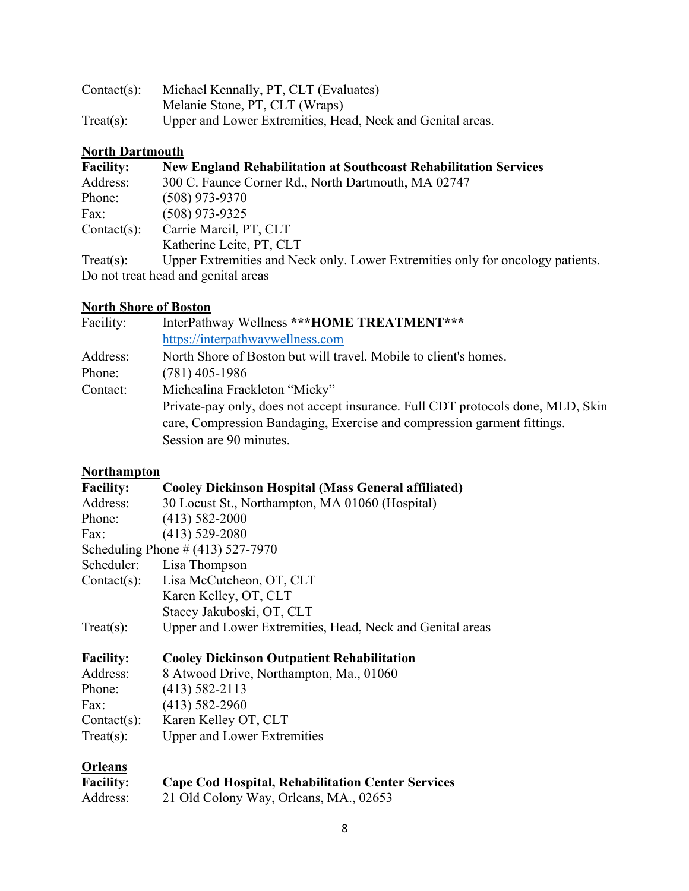Contact(s): Michael Kennally, PT, CLT (Evaluates)
Melanie Stone, PT, CLT (Wraps)
Treat(s): Upper and Lower Extremities, Head, Neck and Genital areas.

**North Dartmouth**

**Facility:** **New England Rehabilitation at Southcoast Rehabilitation Services**
Address: 300 C. Faunce Corner Rd., North Dartmouth, MA 02747
Phone: (508) 973-9370
Fax: (508) 973-9325
Contact(s): Carrie Marcil, PT, CLT
Katherine Leite, PT, CLT
Treat(s): Upper Extremities and Neck only. Lower Extremities only for oncology patients.
Do not treat head and genital areas

**North Shore of Boston**

Facility: InterPathway Wellness ***HOME TREATMENT***
https://interpathwaywellness.com
Address: North Shore of Boston but will travel. Mobile to client's homes.
Phone: (781) 405-1986
Contact: Michealina Frackleton "Micky"
Private-pay only, does not accept insurance. Full CDT protocols done, MLD, Skin care, Compression Bandaging, Exercise and compression garment fittings.
Session are 90 minutes.

**Northampton**

**Facility:** **Cooley Dickinson Hospital (Mass General affiliated)**
Address: 30 Locust St., Northampton, MA 01060 (Hospital)
Phone: (413) 582-2000
Fax: (413) 529-2080
Scheduling Phone # (413) 527-7970
Scheduler: Lisa Thompson
Contact(s): Lisa McCutcheon, OT, CLT
Karen Kelley, OT, CLT
Stacey Jakuboski, OT, CLT
Treat(s): Upper and Lower Extremities, Head, Neck and Genital areas

**Facility:** **Cooley Dickinson Outpatient Rehabilitation**
Address: 8 Atwood Drive, Northampton, Ma., 01060
Phone: (413) 582-2113
Fax: (413) 582-2960
Contact(s): Karen Kelley OT, CLT
Treat(s): Upper and Lower Extremities

**Orleans**

**Facility:** **Cape Cod Hospital, Rehabilitation Center Services**
Address: 21 Old Colony Way, Orleans, MA., 02653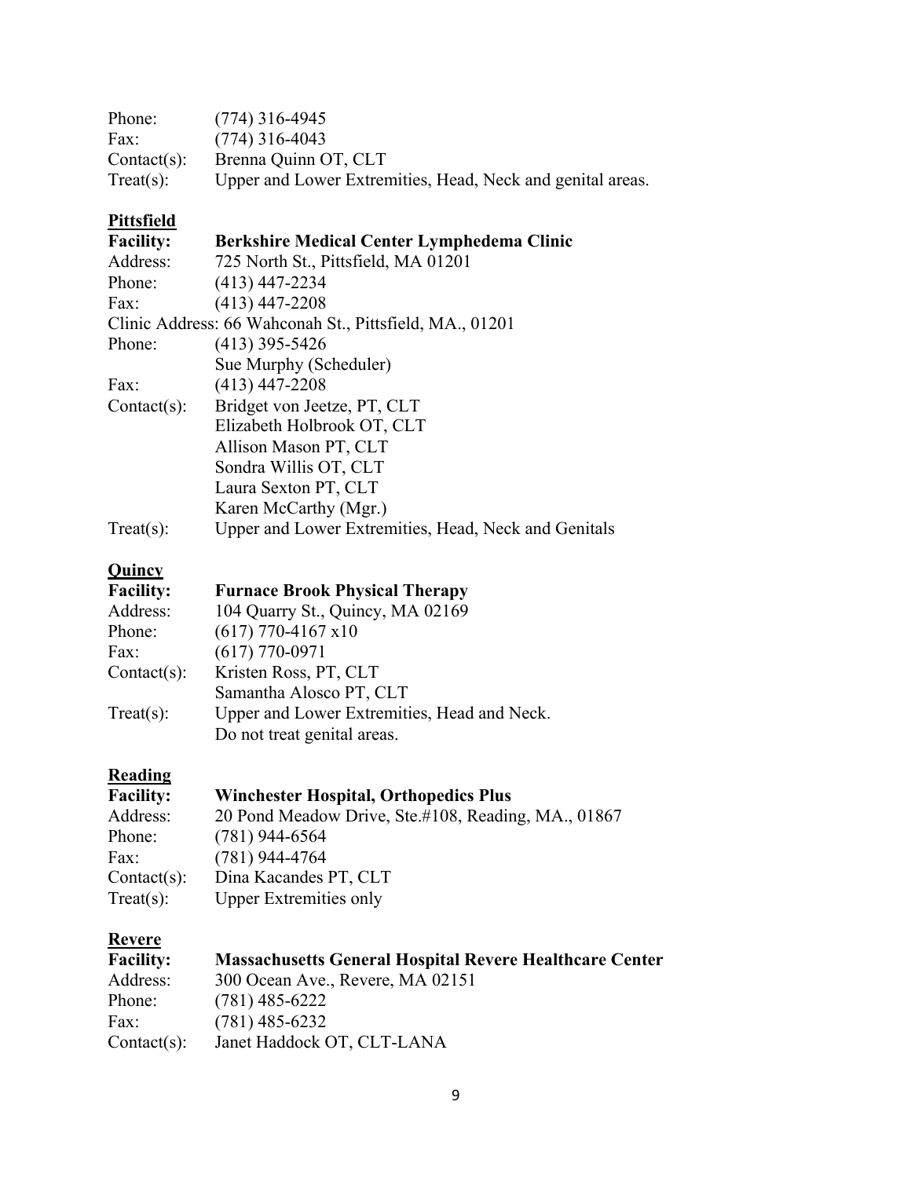Phone: (774) 316-4945
Fax: (774) 316-4043
Contact(s): Brenna Quinn OT, CLT
Treat(s): Upper and Lower Extremities, Head, Neck and genital areas.

**Pittsfield**

**Facility: Berkshire Medical Center Lymphedema Clinic**
Address: 725 North St., Pittsfield, MA 01201
Phone: (413) 447-2234
Fax: (413) 447-2208
Clinic Address: 66 Wahconah St., Pittsfield, MA., 01201
Phone: (413) 395-5426
Sue Murphy (Scheduler)
Fax: (413) 447-2208
Contact(s): Bridget von Jeetze, PT, CLT
Elizabeth Holbrook OT, CLT
Allison Mason PT, CLT
Sondra Willis OT, CLT
Laura Sexton PT, CLT
Karen McCarthy (Mgr.)
Treat(s): Upper and Lower Extremities, Head, Neck and Genitals

**Quincy**

**Facility: Furnace Brook Physical Therapy**
Address: 104 Quarry St., Quincy, MA 02169
Phone: (617) 770-4167 x10
Fax: (617) 770-0971
Contact(s): Kristen Ross, PT, CLT
Samantha Alosco PT, CLT
Treat(s): Upper and Lower Extremities, Head and Neck.
Do not treat genital areas.

**Reading**

**Facility: Winchester Hospital, Orthopedics Plus**
Address: 20 Pond Meadow Drive, Ste.#108, Reading, MA., 01867
Phone: (781) 944-6564
Fax: (781) 944-4764
Contact(s): Dina Kacandes PT, CLT
Treat(s): Upper Extremities only

**Revere**

**Facility: Massachusetts General Hospital Revere Healthcare Center**
Address: 300 Ocean Ave., Revere, MA 02151
Phone: (781) 485-6222
Fax: (781) 485-6232
Contact(s): Janet Haddock OT, CLT-LANA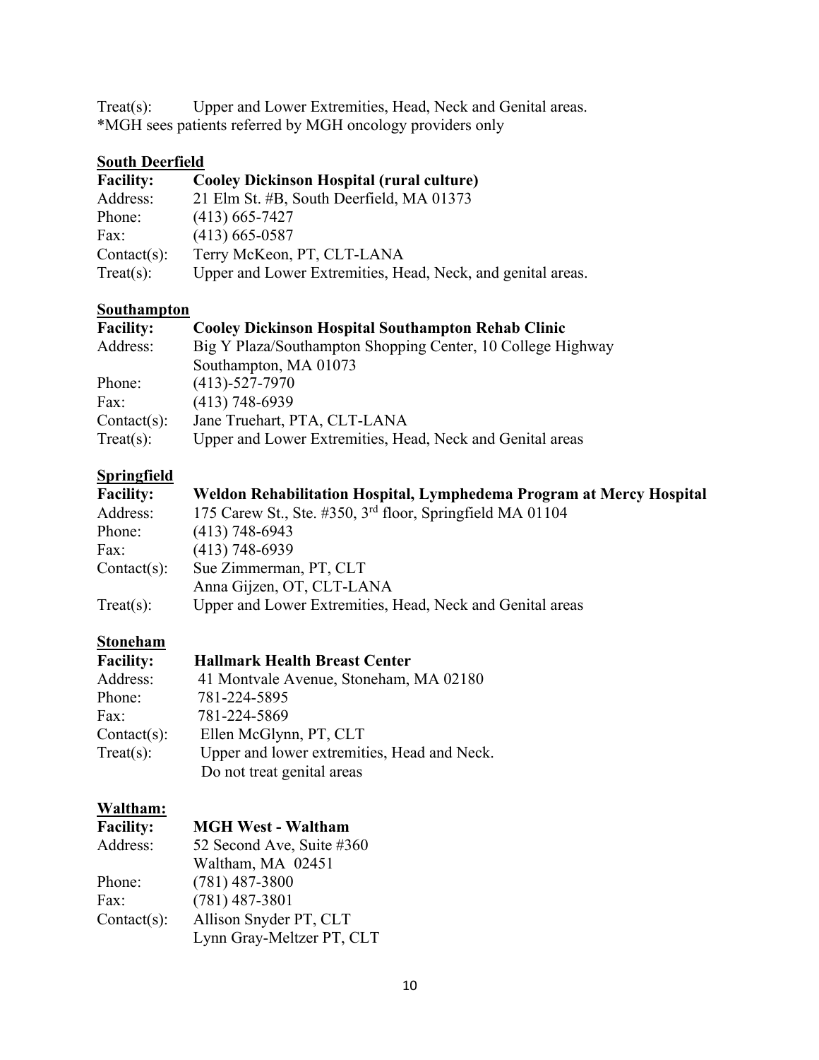Treat(s): Upper and Lower Extremities, Head, Neck and Genital areas.
*MGH sees patients referred by MGH oncology providers only

**South Deerfield**

**Facility:** **Cooley Dickinson Hospital (rural culture)**
Address: 21 Elm St. #B, South Deerfield, MA 01373
Phone: (413) 665-7427
Fax: (413) 665-0587
Contact(s): Terry McKeon, PT, CLT-LANA
Treat(s): Upper and Lower Extremities, Head, Neck, and genital areas.

**Southampton**

**Facility:** **Cooley Dickinson Hospital Southampton Rehab Clinic**
Address: Big Y Plaza/Southampton Shopping Center, 10 College Highway
Southampton, MA 01073
Phone: (413)-527-7970
Fax: (413) 748-6939
Contact(s): Jane Truehart, PTA, CLT-LANA
Treat(s): Upper and Lower Extremities, Head, Neck and Genital areas

**Springfield**

**Facility:** **Weldon Rehabilitation Hospital, Lymphedema Program at Mercy Hospital**
Address: 175 Carew St., Ste. #350, 3rd floor, Springfield MA 01104
Phone: (413) 748-6943
Fax: (413) 748-6939
Contact(s): Sue Zimmerman, PT, CLT
Anna Gijzen, OT, CLT-LANA
Treat(s): Upper and Lower Extremities, Head, Neck and Genital areas

**Stoneham**

**Facility:** **Hallmark Health Breast Center**
Address: 41 Montvale Avenue, Stoneham, MA 02180
Phone: 781-224-5895
Fax: 781-224-5869
Contact(s): Ellen McGlynn, PT, CLT
Treat(s): Upper and lower extremities, Head and Neck.
Do not treat genital areas

**Waltham:**

**Facility:** **MGH West - Waltham**
Address: 52 Second Ave, Suite #360
Waltham, MA 02451
Phone: (781) 487-3800
Fax: (781) 487-3801
Contact(s): Allison Snyder PT, CLT
Lynn Gray-Meltzer PT, CLT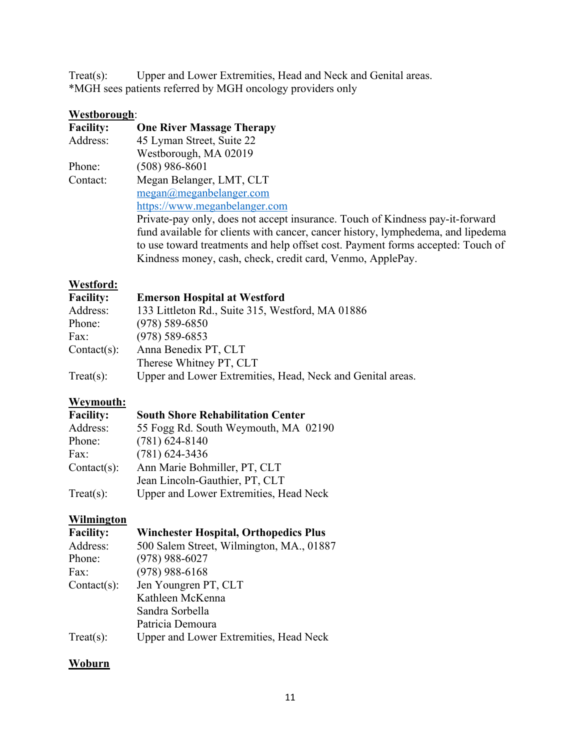Treat(s): Upper and Lower Extremities, Head and Neck and Genital areas.
*MGH sees patients referred by MGH oncology providers only

**<u>Westborough</u>**:

**Facility:** **One River Massage Therapy**
Address: 45 Lyman Street, Suite 22
Westborough, MA 02019
Phone: (508) 986-8601
Contact: Megan Belanger, LMT, CLT
[megan@meganbelanger.com](mailto:megan@meganbelanger.com)
[https://www.meganbelanger.com](https://www.meganbelanger.com)
Private-pay only, does not accept insurance. Touch of Kindness pay-it-forward fund available for clients with cancer, cancer history, lymphedema, and lipedema to use toward treatments and help offset cost. Payment forms accepted: Touch of Kindness money, cash, check, credit card, Venmo, ApplePay.

**<u>Westford:</u>**

**Facility:** **Emerson Hospital at Westford**
Address: 133 Littleton Rd., Suite 315, Westford, MA 01886
Phone: (978) 589-6850
Fax: (978) 589-6853
Contact(s): Anna Benedix PT, CLT
Therese Whitney PT, CLT
Treat(s): Upper and Lower Extremities, Head, Neck and Genital areas.

**<u>Weymouth:</u>**

**Facility:** **South Shore Rehabilitation Center**
Address: 55 Fogg Rd. South Weymouth, MA 02190
Phone: (781) 624-8140
Fax: (781) 624-3436
Contact(s): Ann Marie Bohmiller, PT, CLT
Jean Lincoln-Gauthier, PT, CLT
Treat(s): Upper and Lower Extremities, Head Neck

**<u>Wilmington</u>**

**Facility:** **Winchester Hospital, Orthopedics Plus**
Address: 500 Salem Street, Wilmington, MA., 01887
Phone: (978) 988-6027
Fax: (978) 988-6168
Contact(s): Jen Youngren PT, CLT
Kathleen McKenna
Sandra Sorbella
Patricia Demoura
Treat(s): Upper and Lower Extremities, Head Neck

**<u>Woburn</u>**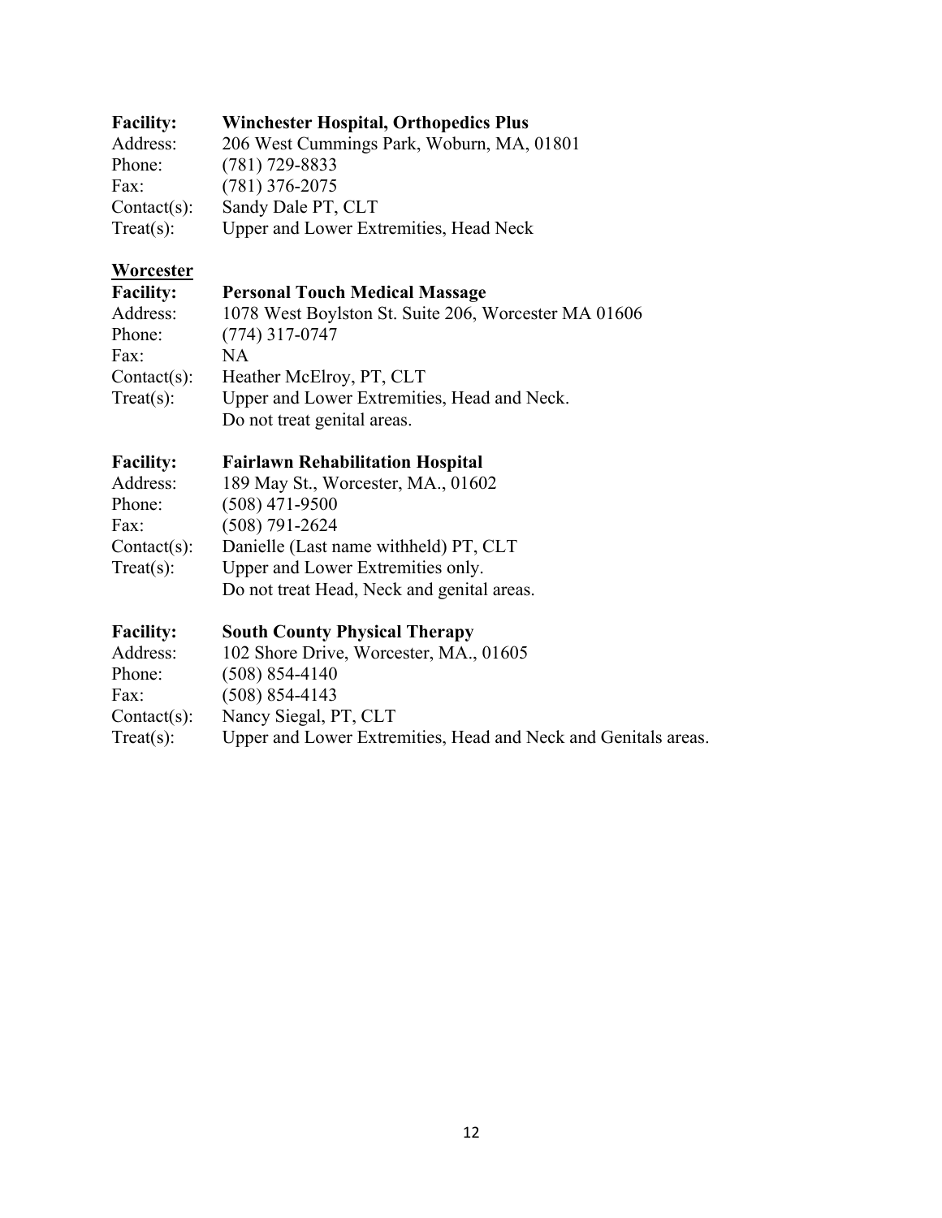**Facility:** **Winchester Hospital, Orthopedics Plus**
Address: 206 West Cummings Park, Woburn, MA, 01801
Phone: (781) 729-8833
Fax: (781) 376-2075
Contact(s): Sandy Dale PT, CLT
Treat(s): Upper and Lower Extremities, Head Neck

**Worcester**

**Facility:** **Personal Touch Medical Massage**
Address: 1078 West Boylston St. Suite 206, Worcester MA 01606
Phone: (774) 317-0747
Fax: NA
Contact(s): Heather McElroy, PT, CLT
Treat(s): Upper and Lower Extremities, Head and Neck.
Do not treat genital areas.

**Facility:** **Fairlawn Rehabilitation Hospital**
Address: 189 May St., Worcester, MA., 01602
Phone: (508) 471-9500
Fax: (508) 791-2624
Contact(s): Danielle (Last name withheld) PT, CLT
Treat(s): Upper and Lower Extremities only.
Do not treat Head, Neck and genital areas.

**Facility:** **South County Physical Therapy**
Address: 102 Shore Drive, Worcester, MA., 01605
Phone: (508) 854-4140
Fax: (508) 854-4143
Contact(s): Nancy Siegal, PT, CLT
Treat(s): Upper and Lower Extremities, Head and Neck and Genitals areas.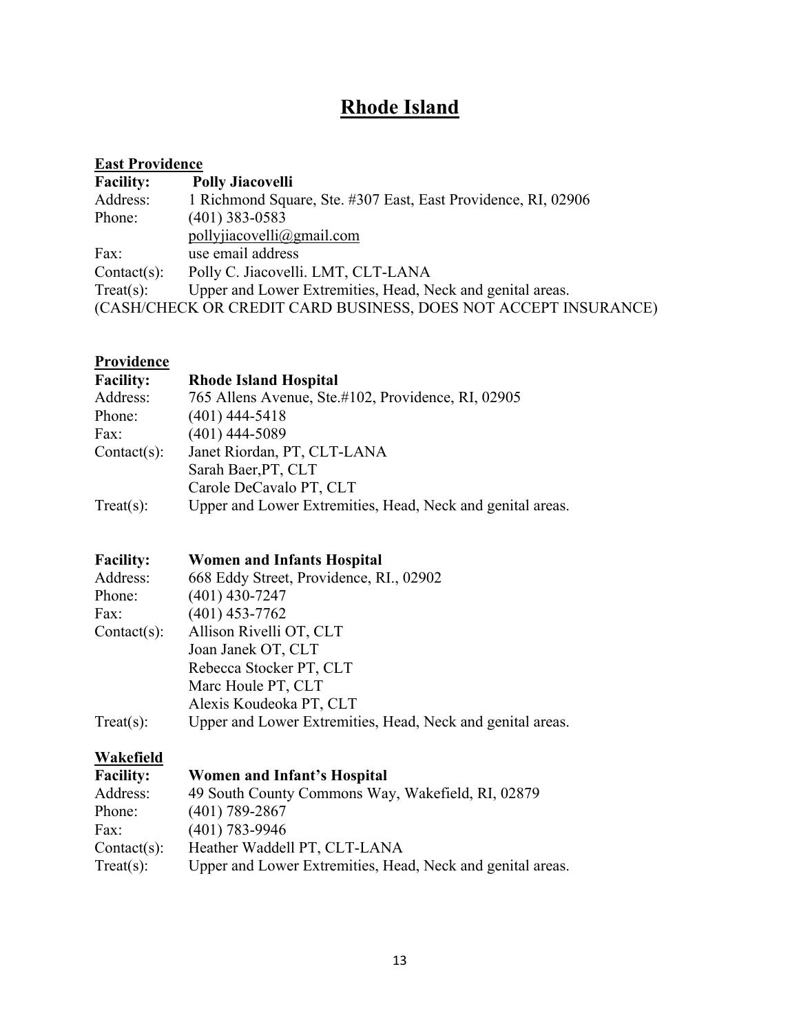# Rhode Island

**East Providence**

**Facility:** **Polly Jiacovelli**
Address: 1 Richmond Square, Ste. #307 East, East Providence, RI, 02906
Phone: (401) 383-0583
pollyjiacovelli@gmail.com
Fax: use email address
Contact(s): Polly C. Jiacovelli. LMT, CLT-LANA
Treat(s): Upper and Lower Extremities, Head, Neck and genital areas.
(CASH/CHECK OR CREDIT CARD BUSINESS, DOES NOT ACCEPT INSURANCE)

**Providence**

**Facility:** **Rhode Island Hospital**
Address: 765 Allens Avenue, Ste.#102, Providence, RI, 02905
Phone: (401) 444-5418
Fax: (401) 444-5089
Contact(s): Janet Riordan, PT, CLT-LANA
Sarah Baer,PT, CLT
Carole DeCavalo PT, CLT
Treat(s): Upper and Lower Extremities, Head, Neck and genital areas.

**Facility:** **Women and Infants Hospital**
Address: 668 Eddy Street, Providence, RI., 02902
Phone: (401) 430-7247
Fax: (401) 453-7762
Contact(s): Allison Rivelli OT, CLT
Joan Janek OT, CLT
Rebecca Stocker PT, CLT
Marc Houle PT, CLT
Alexis Koudeoka PT, CLT
Treat(s): Upper and Lower Extremities, Head, Neck and genital areas.

**Wakefield**

**Facility:** **Women and Infant's Hospital**
Address: 49 South County Commons Way, Wakefield, RI, 02879
Phone: (401) 789-2867
Fax: (401) 783-9946
Contact(s): Heather Waddell PT, CLT-LANA
Treat(s): Upper and Lower Extremities, Head, Neck and genital areas.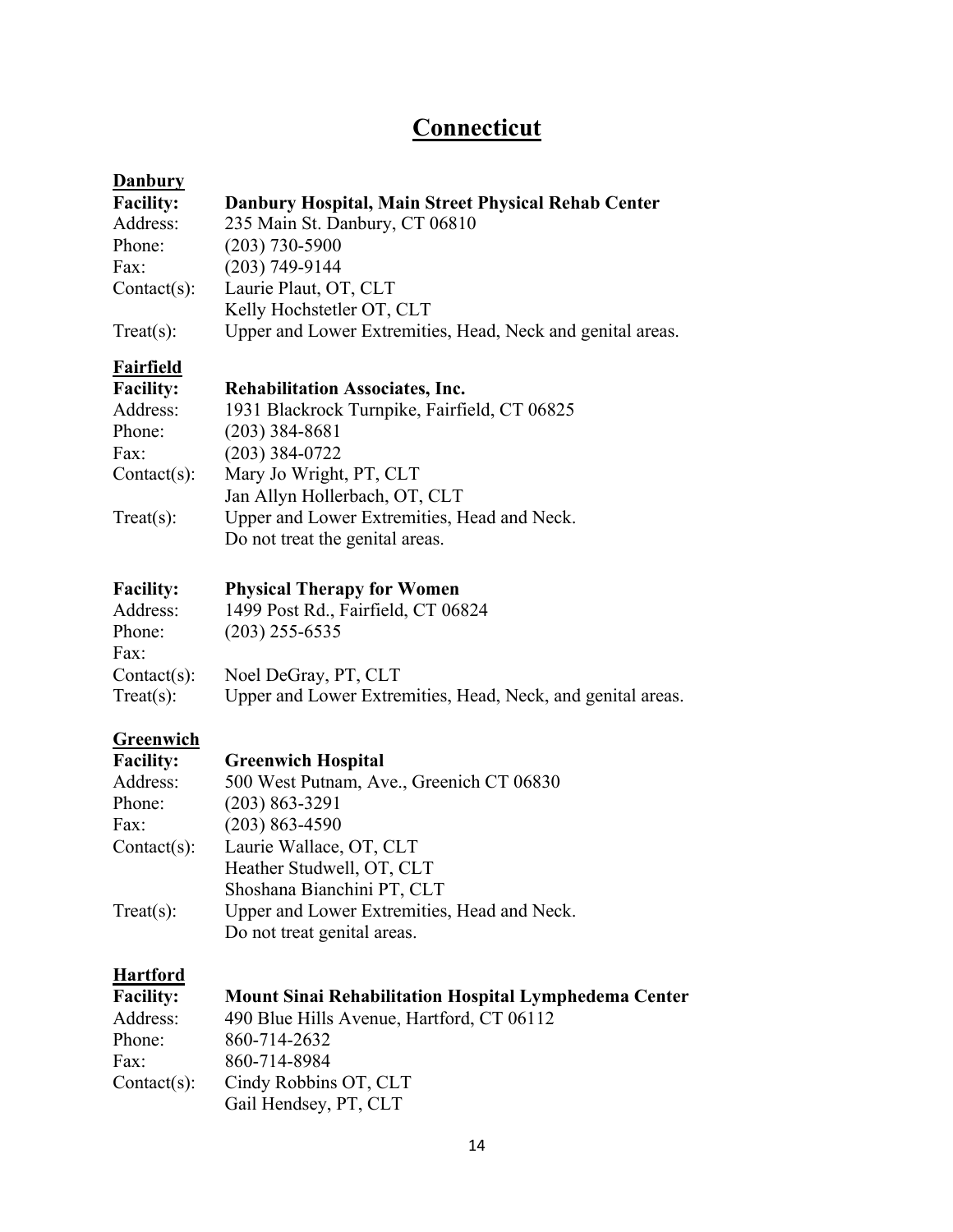# Connecticut

**Danbury**

**Facility:** **Danbury Hospital, Main Street Physical Rehab Center**
Address: 235 Main St. Danbury, CT 06810
Phone: (203) 730-5900
Fax: (203) 749-9144
Contact(s): Laurie Plaut, OT, CLT
Kelly Hochstetler OT, CLT
Treat(s): Upper and Lower Extremities, Head, Neck and genital areas.

**Fairfield**

**Facility:** **Rehabilitation Associates, Inc.**
Address: 1931 Blackrock Turnpike, Fairfield, CT 06825
Phone: (203) 384-8681
Fax: (203) 384-0722
Contact(s): Mary Jo Wright, PT, CLT
Jan Allyn Hollerbach, OT, CLT
Treat(s): Upper and Lower Extremities, Head and Neck.
Do not treat the genital areas.

**Facility:** **Physical Therapy for Women**
Address: 1499 Post Rd., Fairfield, CT 06824
Phone: (203) 255-6535
Fax:
Contact(s): Noel DeGray, PT, CLT
Treat(s): Upper and Lower Extremities, Head, Neck, and genital areas.

**Greenwich**

**Facility:** **Greenwich Hospital**
Address: 500 West Putnam, Ave., Greenich CT 06830
Phone: (203) 863-3291
Fax: (203) 863-4590
Contact(s): Laurie Wallace, OT, CLT
Heather Studwell, OT, CLT
Shoshana Bianchini PT, CLT
Treat(s): Upper and Lower Extremities, Head and Neck.
Do not treat genital areas.

**Hartford**

**Facility:** **Mount Sinai Rehabilitation Hospital Lymphedema Center**
Address: 490 Blue Hills Avenue, Hartford, CT 06112
Phone: 860-714-2632
Fax: 860-714-8984
Contact(s): Cindy Robbins OT, CLT
Gail Hendsey, PT, CLT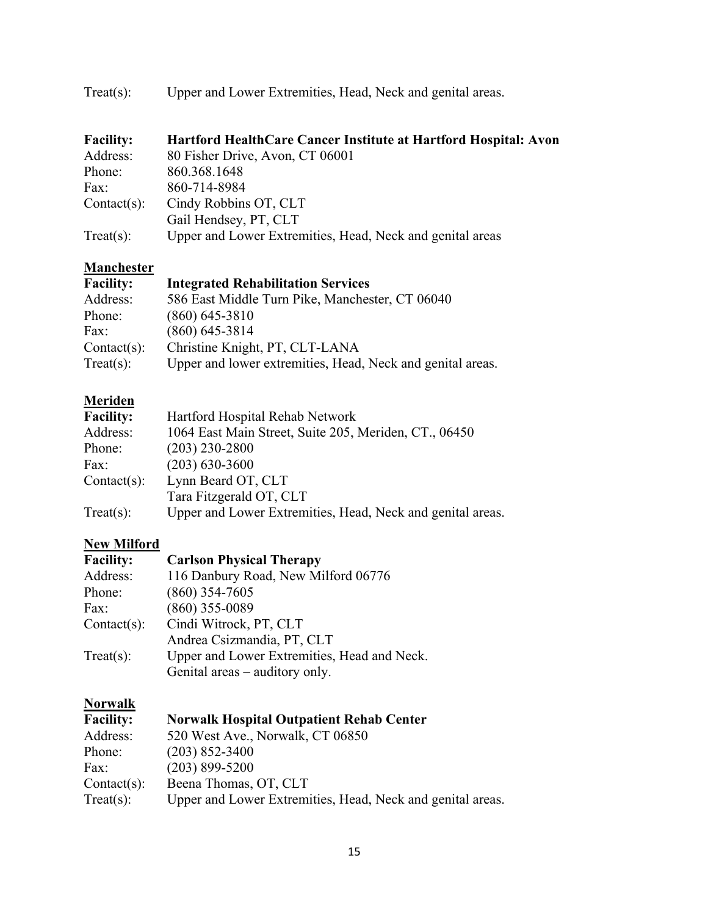Treat(s): Upper and Lower Extremities, Head, Neck and genital areas.

**Facility:** **Hartford HealthCare Cancer Institute at Hartford Hospital: Avon**
Address: 80 Fisher Drive, Avon, CT 06001
Phone: 860.368.1648
Fax: 860-714-8984
Contact(s): Cindy Robbins OT, CLT
Gail Hendsey, PT, CLT
Treat(s): Upper and Lower Extremities, Head, Neck and genital areas

**Manchester**

**Facility:** **Integrated Rehabilitation Services**
Address: 586 East Middle Turn Pike, Manchester, CT 06040
Phone: (860) 645-3810
Fax: (860) 645-3814
Contact(s): Christine Knight, PT, CLT-LANA
Treat(s): Upper and lower extremities, Head, Neck and genital areas.

**Meriden**

**Facility:** Hartford Hospital Rehab Network
Address: 1064 East Main Street, Suite 205, Meriden, CT., 06450
Phone: (203) 230-2800
Fax: (203) 630-3600
Contact(s): Lynn Beard OT, CLT
Tara Fitzgerald OT, CLT
Treat(s): Upper and Lower Extremities, Head, Neck and genital areas.

**New Milford**

**Facility:** **Carlson Physical Therapy**
Address: 116 Danbury Road, New Milford 06776
Phone: (860) 354-7605
Fax: (860) 355-0089
Contact(s): Cindi Witrock, PT, CLT
Andrea Csizmandia, PT, CLT
Treat(s): Upper and Lower Extremities, Head and Neck.
Genital areas – auditory only.

**Norwalk**

**Facility:** **Norwalk Hospital Outpatient Rehab Center**
Address: 520 West Ave., Norwalk, CT 06850
Phone: (203) 852-3400
Fax: (203) 899-5200
Contact(s): Beena Thomas, OT, CLT
Treat(s): Upper and Lower Extremities, Head, Neck and genital areas.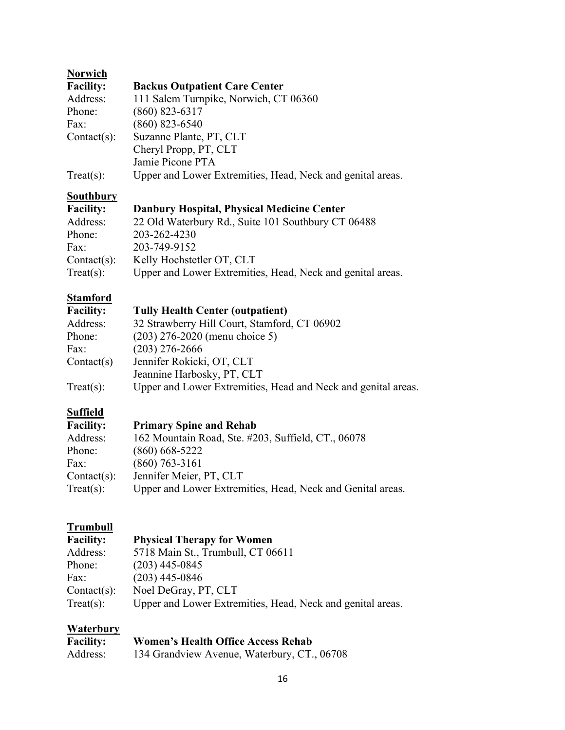**Norwich**

**Facility:** **Backus Outpatient Care Center**
Address: 111 Salem Turnpike, Norwich, CT 06360
Phone: (860) 823-6317
Fax: (860) 823-6540
Contact(s): Suzanne Plante, PT, CLT
Cheryl Propp, PT, CLT
Jamie Picone PTA
Treat(s): Upper and Lower Extremities, Head, Neck and genital areas.

**Southbury**

**Facility:** **Danbury Hospital, Physical Medicine Center**
Address: 22 Old Waterbury Rd., Suite 101 Southbury CT 06488
Phone: 203-262-4230
Fax: 203-749-9152
Contact(s): Kelly Hochstetler OT, CLT
Treat(s): Upper and Lower Extremities, Head, Neck and genital areas.

**Stamford**

**Facility:** **Tully Health Center (outpatient)**
Address: 32 Strawberry Hill Court, Stamford, CT 06902
Phone: (203) 276-2020 (menu choice 5)
Fax: (203) 276-2666
Contact(s) Jennifer Rokicki, OT, CLT
Jeannine Harbosky, PT, CLT
Treat(s): Upper and Lower Extremities, Head and Neck and genital areas.

**Suffield**

**Facility:** **Primary Spine and Rehab**
Address: 162 Mountain Road, Ste. #203, Suffield, CT., 06078
Phone: (860) 668-5222
Fax: (860) 763-3161
Contact(s): Jennifer Meier, PT, CLT
Treat(s): Upper and Lower Extremities, Head, Neck and Genital areas.

**Trumbull**

**Facility:** **Physical Therapy for Women**
Address: 5718 Main St., Trumbull, CT 06611
Phone: (203) 445-0845
Fax: (203) 445-0846
Contact(s): Noel DeGray, PT, CLT
Treat(s): Upper and Lower Extremities, Head, Neck and genital areas.

**Waterbury**

**Facility:** **Women's Health Office Access Rehab**
Address: 134 Grandview Avenue, Waterbury, CT., 06708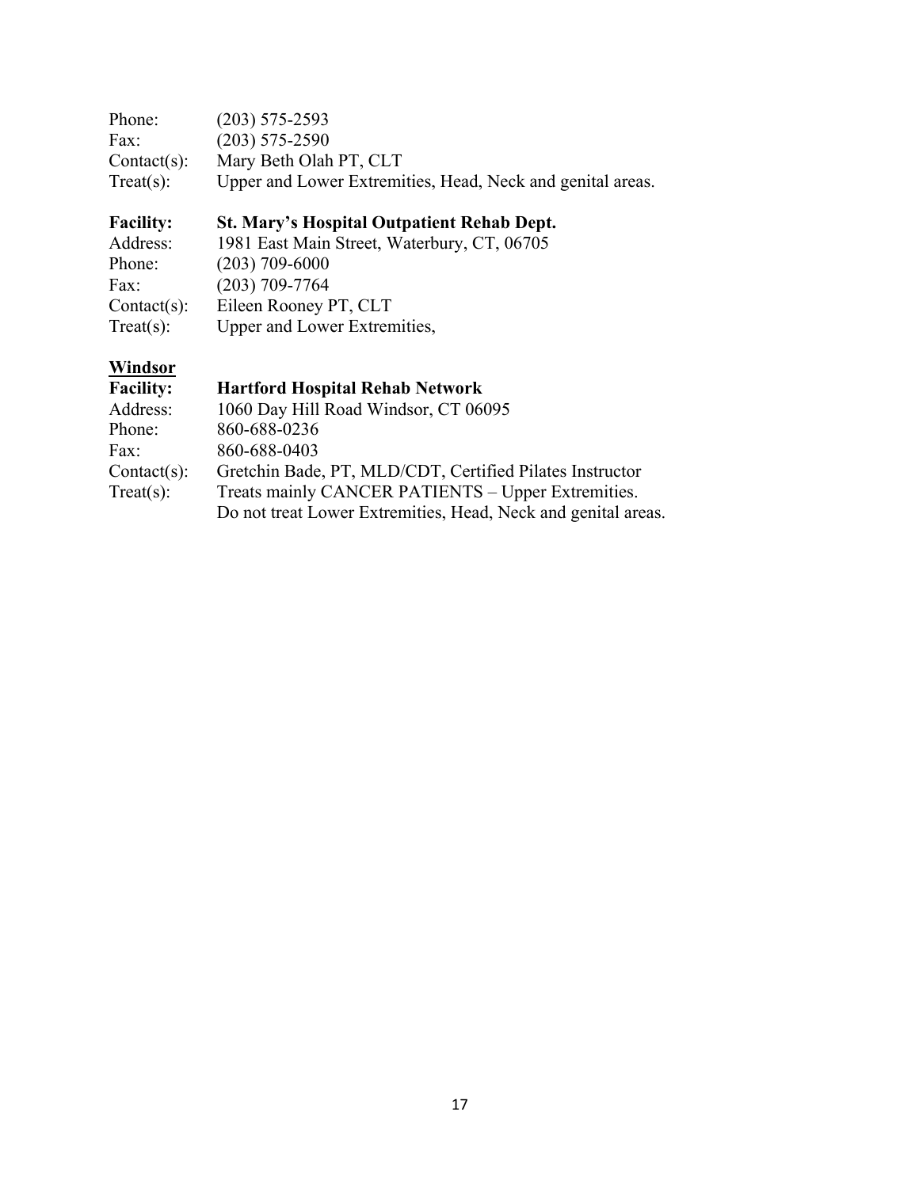Phone: (203) 575-2593
Fax: (203) 575-2590
Contact(s): Mary Beth Olah PT, CLT
Treat(s): Upper and Lower Extremities, Head, Neck and genital areas.

**Facility: St. Mary's Hospital Outpatient Rehab Dept.**
Address: 1981 East Main Street, Waterbury, CT, 06705
Phone: (203) 709-6000
Fax: (203) 709-7764
Contact(s): Eileen Rooney PT, CLT
Treat(s): Upper and Lower Extremities,

**Windsor**

**Facility: Hartford Hospital Rehab Network**
Address: 1060 Day Hill Road Windsor, CT 06095
Phone: 860-688-0236
Fax: 860-688-0403
Contact(s): Gretchin Bade, PT, MLD/CDT, Certified Pilates Instructor
Treat(s): Treats mainly CANCER PATIENTS – Upper Extremities.
Do not treat Lower Extremities, Head, Neck and genital areas.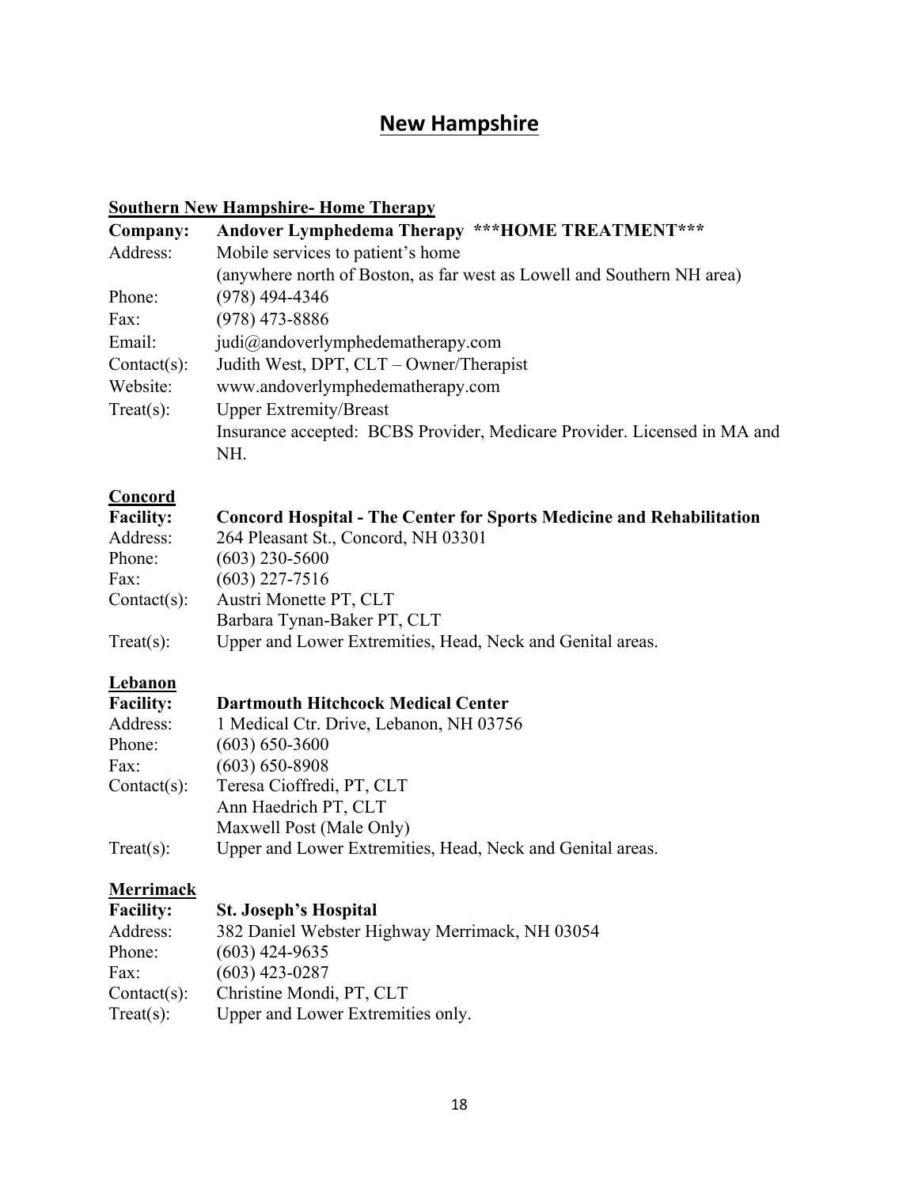# New Hampshire

## Southern New Hampshire- Home Therapy

**Company:** **Andover Lymphedema Therapy ***HOME TREATMENT*****
Address: Mobile services to patient's home
(anywhere north of Boston, as far west as Lowell and Southern NH area)
Phone: (978) 494-4346
Fax: (978) 473-8886
Email: judi@andoverlymphedematherapy.com
Contact(s): Judith West, DPT, CLT – Owner/Therapist
Website: www.andoverlymphedematherapy.com
Treat(s): Upper Extremity/Breast
Insurance accepted: BCBS Provider, Medicare Provider. Licensed in MA and NH.

## Concord

**Facility:** **Concord Hospital - The Center for Sports Medicine and Rehabilitation**
Address: 264 Pleasant St., Concord, NH 03301
Phone: (603) 230-5600
Fax: (603) 227-7516
Contact(s): Austri Monette PT, CLT
Barbara Tynan-Baker PT, CLT
Treat(s): Upper and Lower Extremities, Head, Neck and Genital areas.

## Lebanon

**Facility:** **Dartmouth Hitchcock Medical Center**
Address: 1 Medical Ctr. Drive, Lebanon, NH 03756
Phone: (603) 650-3600
Fax: (603) 650-8908
Contact(s): Teresa Cioffredi, PT, CLT
Ann Haedrich PT, CLT
Maxwell Post (Male Only)
Treat(s): Upper and Lower Extremities, Head, Neck and Genital areas.

## Merrimack

**Facility:** **St. Joseph's Hospital**
Address: 382 Daniel Webster Highway Merrimack, NH 03054
Phone: (603) 424-9635
Fax: (603) 423-0287
Contact(s): Christine Mondi, PT, CLT
Treat(s): Upper and Lower Extremities only.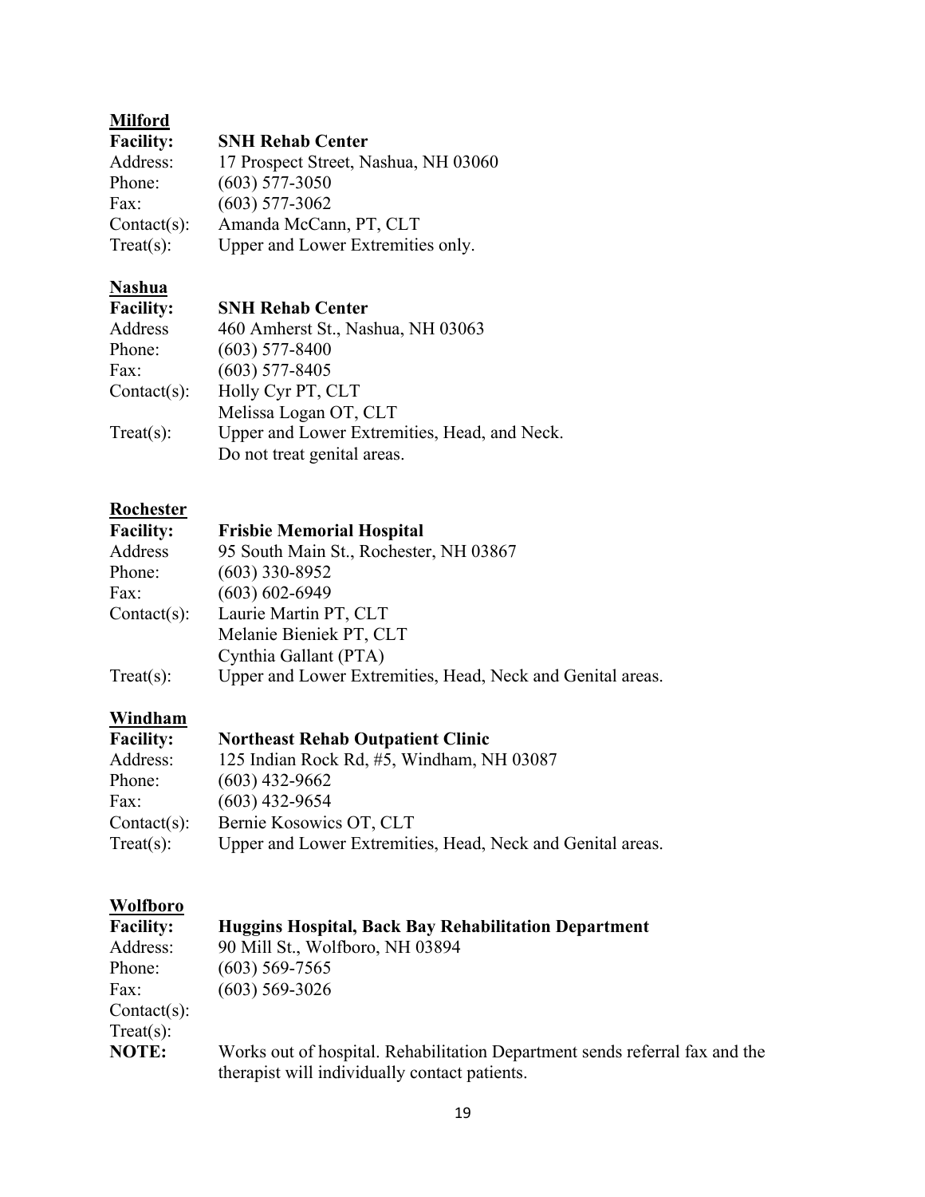**Milford**

**Facility:** **SNH Rehab Center**
Address: 17 Prospect Street, Nashua, NH 03060
Phone: (603) 577-3050
Fax: (603) 577-3062
Contact(s): Amanda McCann, PT, CLT
Treat(s): Upper and Lower Extremities only.

**Nashua**

**Facility:** **SNH Rehab Center**
Address 460 Amherst St., Nashua, NH 03063
Phone: (603) 577-8400
Fax: (603) 577-8405
Contact(s): Holly Cyr PT, CLT
Melissa Logan OT, CLT
Treat(s): Upper and Lower Extremities, Head, and Neck.
Do not treat genital areas.

**Rochester**

**Facility:** **Frisbie Memorial Hospital**
Address 95 South Main St., Rochester, NH 03867
Phone: (603) 330-8952
Fax: (603) 602-6949
Contact(s): Laurie Martin PT, CLT
Melanie Bieniek PT, CLT
Cynthia Gallant (PTA)
Treat(s): Upper and Lower Extremities, Head, Neck and Genital areas.

**Windham**

**Facility:** **Northeast Rehab Outpatient Clinic**
Address: 125 Indian Rock Rd, #5, Windham, NH 03087
Phone: (603) 432-9662
Fax: (603) 432-9654
Contact(s): Bernie Kosowics OT, CLT
Treat(s): Upper and Lower Extremities, Head, Neck and Genital areas.

**Wolfboro**

**Facility:** **Huggins Hospital, Back Bay Rehabilitation Department**
Address: 90 Mill St., Wolfboro, NH 03894
Phone: (603) 569-7565
Fax: (603) 569-3026
Contact(s):
Treat(s):
**NOTE:** Works out of hospital. Rehabilitation Department sends referral fax and the therapist will individually contact patients.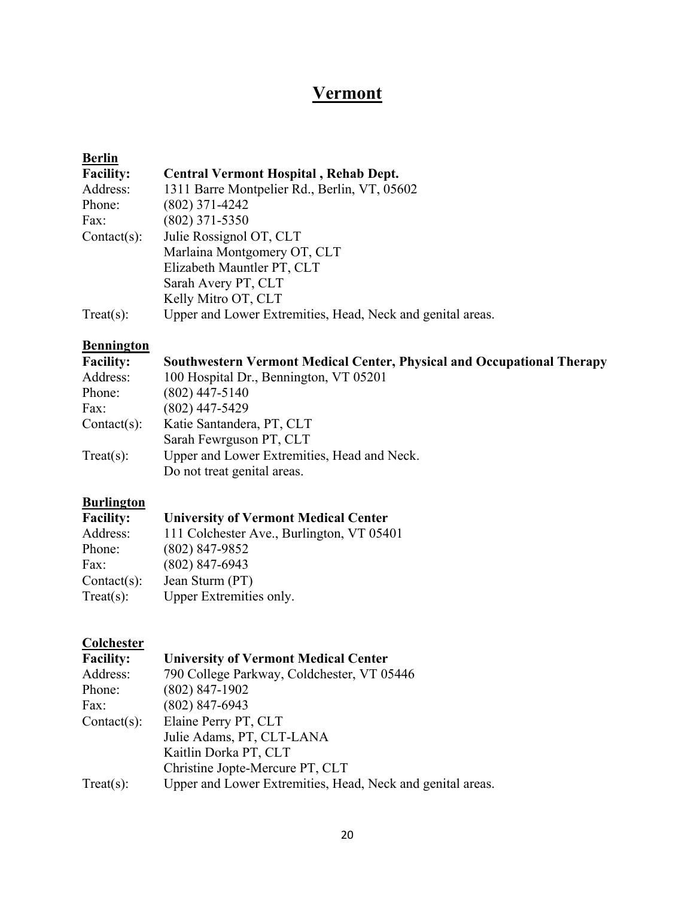# Vermont

**Berlin**

**Facility:** **Central Vermont Hospital , Rehab Dept.**
Address: 1311 Barre Montpelier Rd., Berlin, VT, 05602
Phone: (802) 371-4242
Fax: (802) 371-5350
Contact(s): Julie Rossignol OT, CLT
Marlaina Montgomery OT, CLT
Elizabeth Mauntler PT, CLT
Sarah Avery PT, CLT
Kelly Mitro OT, CLT
Treat(s): Upper and Lower Extremities, Head, Neck and genital areas.

**Bennington**

**Facility:** **Southwestern Vermont Medical Center, Physical and Occupational Therapy**
Address: 100 Hospital Dr., Bennington, VT 05201
Phone: (802) 447-5140
Fax: (802) 447-5429
Contact(s): Katie Santandera, PT, CLT
Sarah Fewrguson PT, CLT
Treat(s): Upper and Lower Extremities, Head and Neck.
Do not treat genital areas.

**Burlington**

**Facility:** **University of Vermont Medical Center**
Address: 111 Colchester Ave., Burlington, VT 05401
Phone: (802) 847-9852
Fax: (802) 847-6943
Contact(s): Jean Sturm (PT)
Treat(s): Upper Extremities only.

**Colchester**

**Facility:** **University of Vermont Medical Center**
Address: 790 College Parkway, Coldchester, VT 05446
Phone: (802) 847-1902
Fax: (802) 847-6943
Contact(s): Elaine Perry PT, CLT
Julie Adams, PT, CLT-LANA
Kaitlin Dorka PT, CLT
Christine Jopte-Mercure PT, CLT
Treat(s): Upper and Lower Extremities, Head, Neck and genital areas.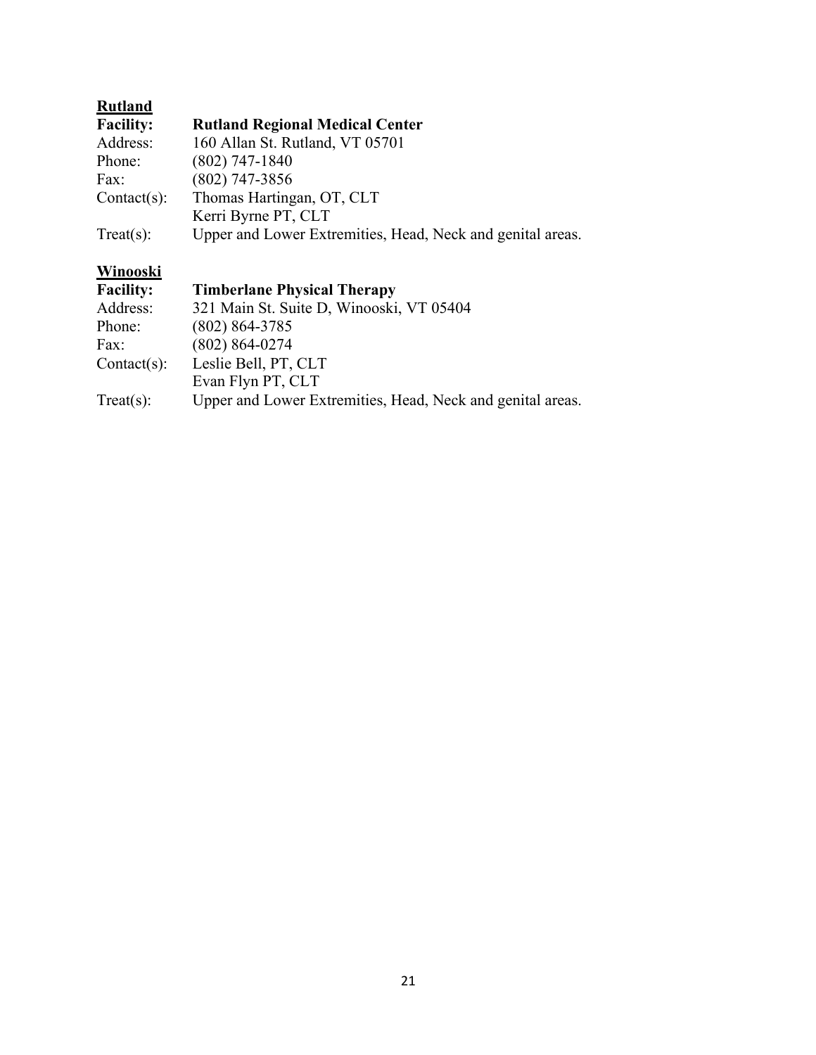**Rutland**

**Facility:** **Rutland Regional Medical Center**
Address: 160 Allan St. Rutland, VT 05701
Phone: (802) 747-1840
Fax: (802) 747-3856
Contact(s): Thomas Hartingan, OT, CLT
Kerri Byrne PT, CLT
Treat(s): Upper and Lower Extremities, Head, Neck and genital areas.

**Winooski**

**Facility:** **Timberlane Physical Therapy**
Address: 321 Main St. Suite D, Winooski, VT 05404
Phone: (802) 864-3785
Fax: (802) 864-0274
Contact(s): Leslie Bell, PT, CLT
Evan Flyn PT, CLT
Treat(s): Upper and Lower Extremities, Head, Neck and genital areas.